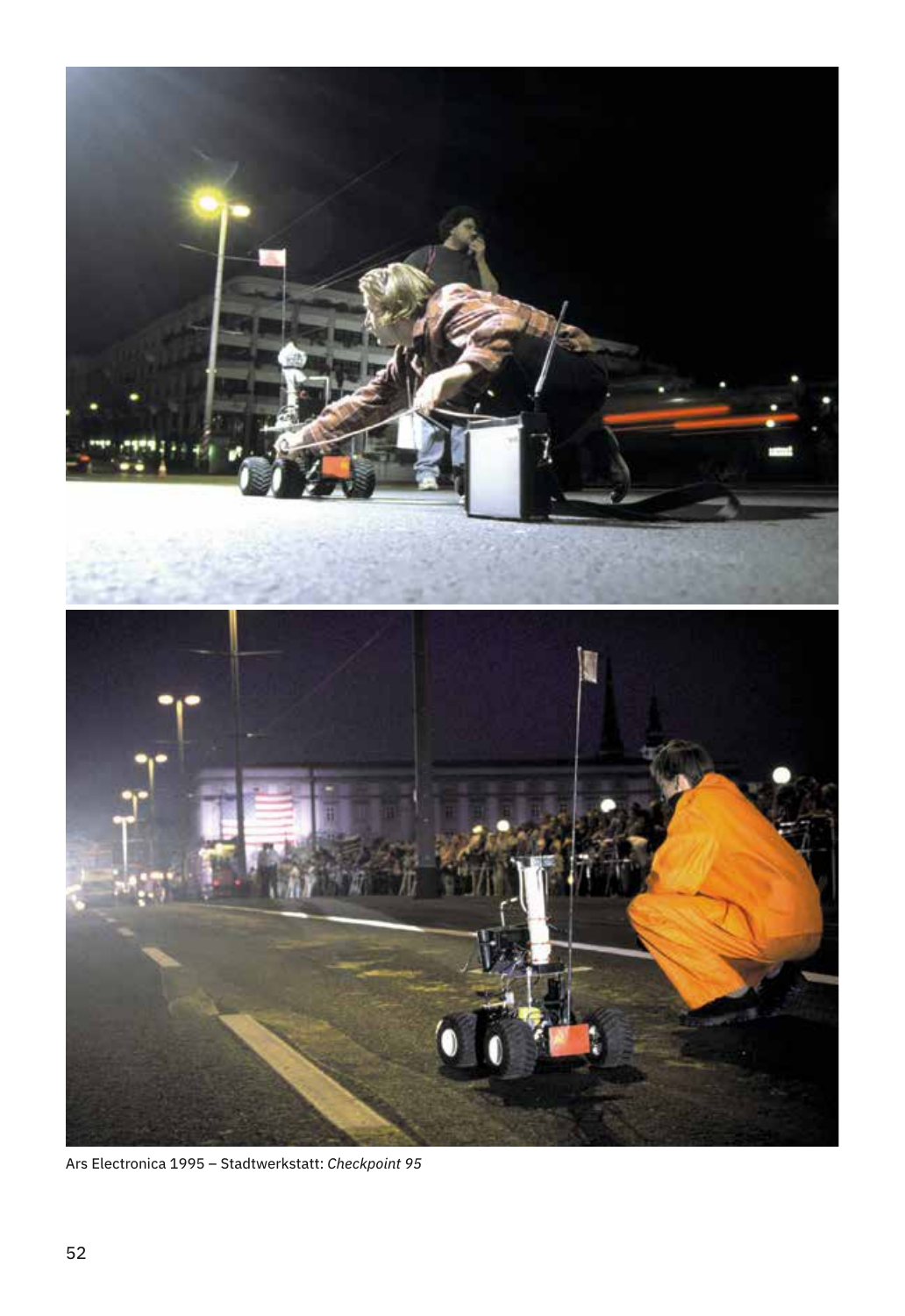Ars Electronica 1995 – Stadtwerkstatt: *Checkpoint 95*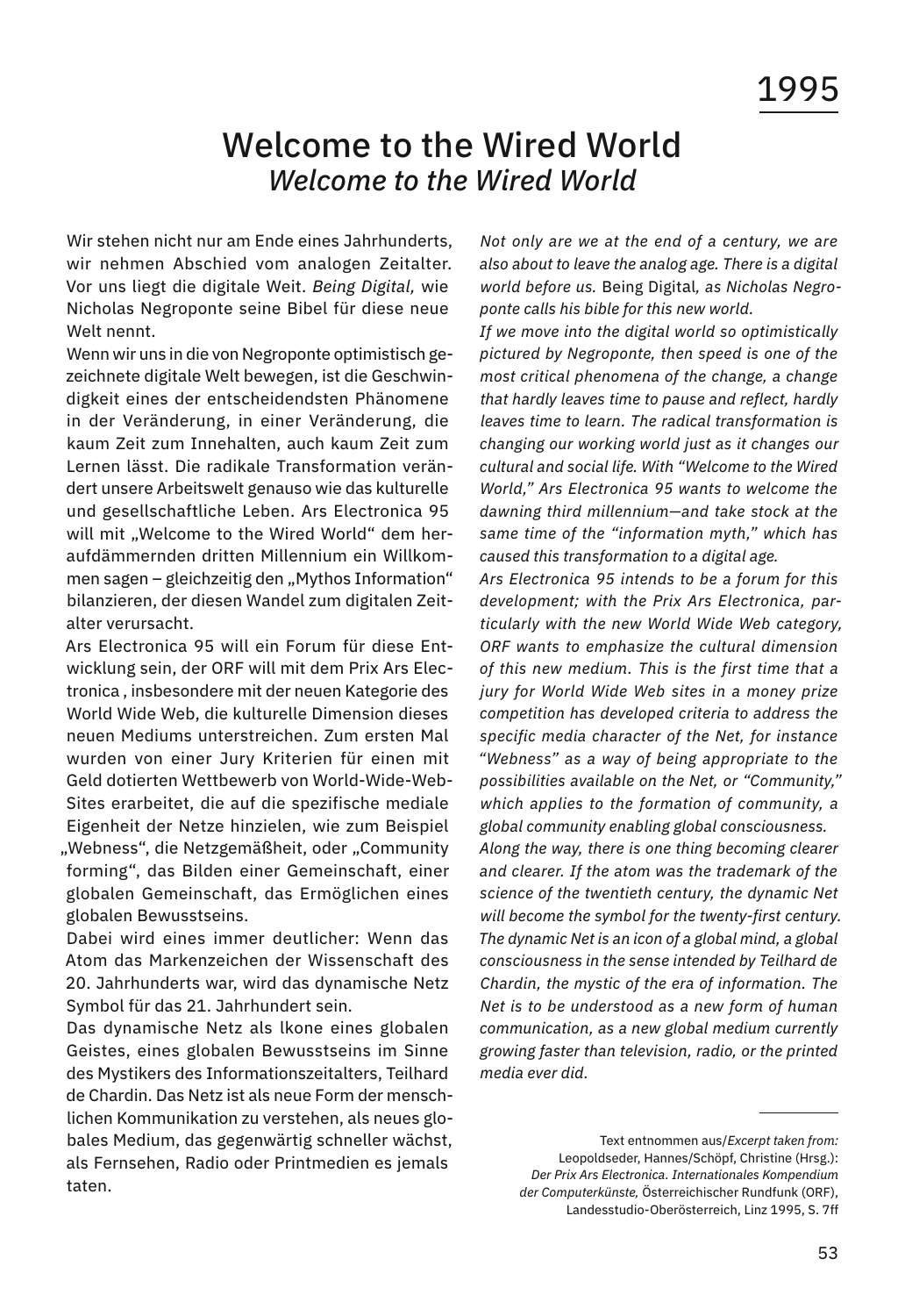1995

# Welcome to the Wired World

## *Welcome to the Wired World*

Wir stehen nicht nur am Ende eines Jahrhunderts, wir nehmen Abschied vom analogen Zeitalter. Vor uns liegt die digitale Weit. *Being Digital,* wie Nicholas Negroponte seine Bibel für diese neue Welt nennt.

Wenn wir uns in die von Negroponte optimistisch gezeichnete digitale Welt bewegen, ist die Geschwindigkeit eines der entscheidendsten Phänomene in der Veränderung, in einer Veränderung, die kaum Zeit zum Innehalten, auch kaum Zeit zum Lernen lässt. Die radikale Transformation verändert unsere Arbeitswelt genauso wie das kulturelle und gesellschaftliche Leben. Ars Electronica 95 will mit „Welcome to the Wired World" dem heraufdämmernden dritten Millennium ein Willkommen sagen – gleichzeitig den „Mythos Information" bilanzieren, der diesen Wandel zum digitalen Zeitalter verursacht.

Ars Electronica 95 will ein Forum für diese Entwicklung sein, der ORF will mit dem Prix Ars Electronica , insbesondere mit der neuen Kategorie des World Wide Web, die kulturelle Dimension dieses neuen Mediums unterstreichen. Zum ersten Mal wurden von einer Jury Kriterien für einen mit Geld dotierten Wettbewerb von World-Wide-Web-Sites erarbeitet, die auf die spezifische mediale Eigenheit der Netze hinzielen, wie zum Beispiel „Webness", die Netzgemäßheit, oder „Community forming", das Bilden einer Gemeinschaft, einer globalen Gemeinschaft, das Ermöglichen eines globalen Bewusstseins.

Dabei wird eines immer deutlicher: Wenn das Atom das Markenzeichen der Wissenschaft des 20. Jahrhunderts war, wird das dynamische Netz Symbol für das 21. Jahrhundert sein.

Das dynamische Netz als lkone eines globalen Geistes, eines globalen Bewusstseins im Sinne des Mystikers des Informationszeitalters, Teilhard de Chardin. Das Netz ist als neue Form der menschlichen Kommunikation zu verstehen, als neues globales Medium, das gegenwärtig schneller wächst, als Fernsehen, Radio oder Printmedien es jemals taten.

*Not only are we at the end of a century, we are also about to leave the analog age. There is a digital world before us.* Being Digital*, as Nicholas Negroponte calls his bible for this new world.*

*If we move into the digital world so optimistically pictured by Negroponte, then speed is one of the most critical phenomena of the change, a change that hardly leaves time to pause and reflect, hardly leaves time to learn. The radical transformation is changing our working world just as it changes our cultural and social life. With "Welcome to the Wired World," Ars Electronica 95 wants to welcome the dawning third millennium—and take stock at the same time of the "information myth," which has caused this transformation to a digital age.*

*Ars Electronica 95 intends to be a forum for this development; with the Prix Ars Electronica, particularly with the new World Wide Web category, ORF wants to emphasize the cultural dimension of this new medium. This is the first time that a jury for World Wide Web sites in a money prize competition has developed criteria to address the specific media character of the Net, for instance "Webness" as a way of being appropriate to the possibilities available on the Net, or "Community," which applies to the formation of community, a global community enabling global consciousness.*

*Along the way, there is one thing becoming clearer and clearer. If the atom was the trademark of the science of the twentieth century, the dynamic Net will become the symbol for the twenty-first century. The dynamic Net is an icon of a global mind, a global consciousness in the sense intended by Teilhard de Chardin, the mystic of the era of information. The Net is to be understood as a new form of human communication, as a new global medium currently growing faster than television, radio, or the printed media ever did.*

---

Text entnommen aus/*Excerpt taken from:*
Leopoldseder, Hannes/Schöpf, Christine (Hrsg.):
*Der Prix Ars Electronica. Internationales Kompendium der Computerkünste,* Österreichischer Rundfunk (ORF), Landesstudio-Oberösterreich, Linz 1995, S. 7ff